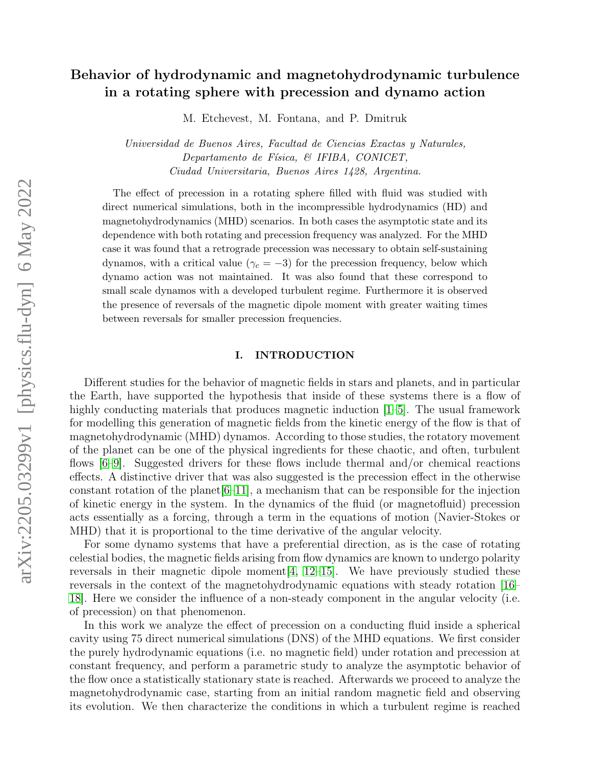# Behavior of hydrodynamic and magnetohydrodynamic turbulence in a rotating sphere with precession and dynamo action

M. Etchevest, M. Fontana, and P. Dmitruk

*Universidad de Buenos Aires, Facultad de Ciencias Exactas y Naturales, Departamento de Física, & IFIBA, CONICET, Ciudad Universitaria, Buenos Aires 1428, Argentina.*

The effect of precession in a rotating sphere filled with fluid was studied with direct numerical simulations, both in the incompressible hydrodynamics (HD) and magnetohydrodynamics (MHD) scenarios. In both cases the asymptotic state and its dependence with both rotating and precession frequency was analyzed. For the MHD case it was found that a retrograde precession was necessary to obtain self-sustaining dynamos, with a critical value ($\gamma_c = -3$) for the precession frequency, below which dynamo action was not maintained. It was also found that these correspond to small scale dynamos with a developed turbulent regime. Furthermore it is observed the presence of reversals of the magnetic dipole moment with greater waiting times between reversals for smaller precession frequencies.

## I. INTRODUCTION

Different studies for the behavior of magnetic fields in stars and planets, and in particular the Earth, have supported the hypothesis that inside of these systems there is a flow of highly conducting materials that produces magnetic induction [1–5]. The usual framework for modelling this generation of magnetic fields from the kinetic energy of the flow is that of magnetohydrodynamic (MHD) dynamos. According to those studies, the rotatory movement of the planet can be one of the physical ingredients for these chaotic, and often, turbulent flows [6–9]. Suggested drivers for these flows include thermal and/or chemical reactions effects. A distinctive driver that was also suggested is the precession effect in the otherwise constant rotation of the planet[6–11], a mechanism that can be responsible for the injection of kinetic energy in the system. In the dynamics of the fluid (or magnetofluid) precession acts essentially as a forcing, through a term in the equations of motion (Navier-Stokes or MHD) that it is proportional to the time derivative of the angular velocity.

For some dynamo systems that have a preferential direction, as is the case of rotating celestial bodies, the magnetic fields arising from flow dynamics are known to undergo polarity reversals in their magnetic dipole moment[4, 12–15]. We have previously studied these reversals in the context of the magnetohydrodynamic equations with steady rotation [16–18]. Here we consider the influence of a non-steady component in the angular velocity (i.e. of precession) on that phenomenon.

In this work we analyze the effect of precession on a conducting fluid inside a spherical cavity using 75 direct numerical simulations (DNS) of the MHD equations. We first consider the purely hydrodynamic equations (i.e. no magnetic field) under rotation and precession at constant frequency, and perform a parametric study to analyze the asymptotic behavior of the flow once a statistically stationary state is reached. Afterwards we proceed to analyze the magnetohydrodynamic case, starting from an initial random magnetic field and observing its evolution. We then characterize the conditions in which a turbulent regime is reached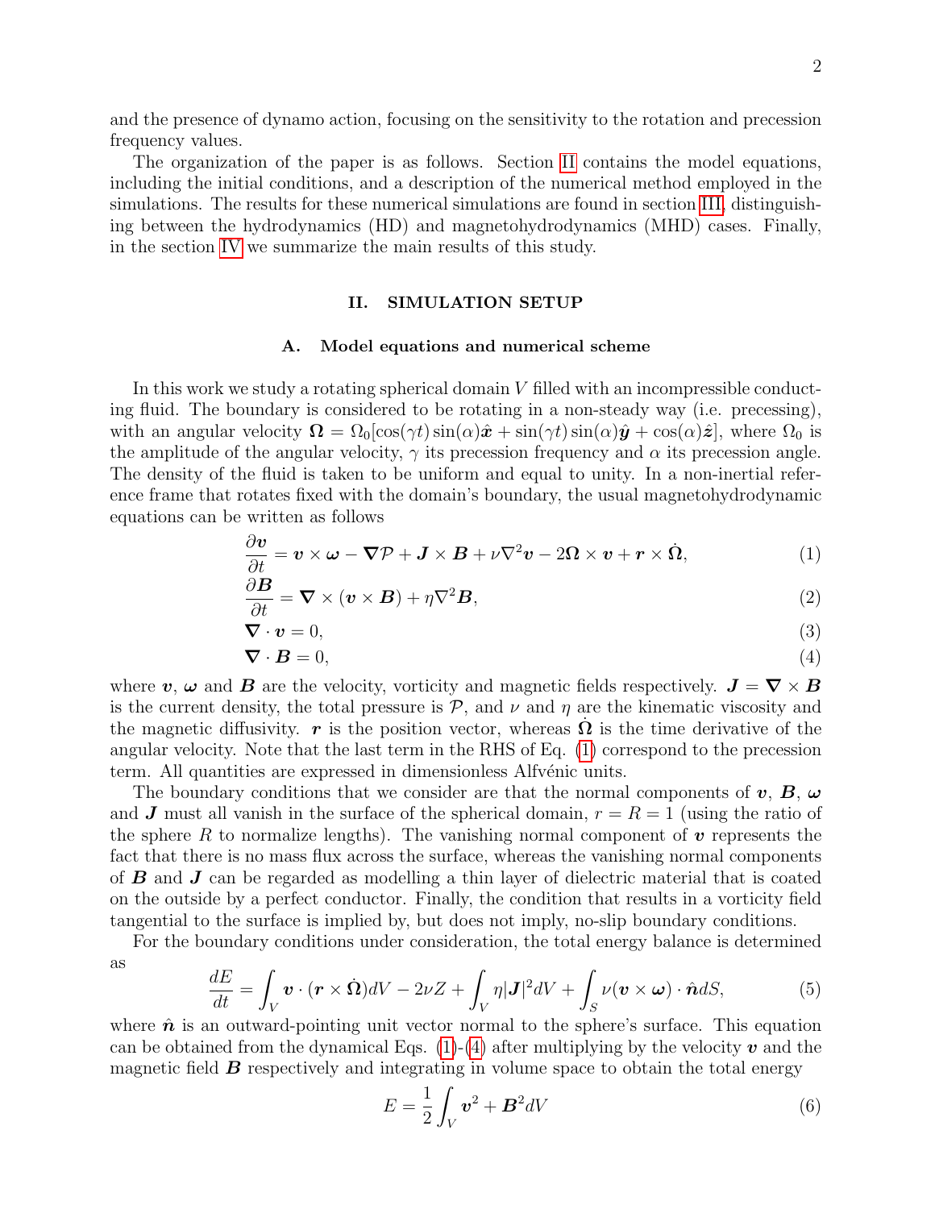and the presence of dynamo action, focusing on the sensitivity to the rotation and precession frequency values.

The organization of the paper is as follows. Section II contains the model equations, including the initial conditions, and a description of the numerical method employed in the simulations. The results for these numerical simulations are found in section III, distinguishing between the hydrodynamics (HD) and magnetohydrodynamics (MHD) cases. Finally, in the section IV we summarize the main results of this study.

## II. SIMULATION SETUP

### A. Model equations and numerical scheme

In this work we study a rotating spherical domain $V$ filled with an incompressible conducting fluid. The boundary is considered to be rotating in a non-steady way (i.e. precessing), with an angular velocity $\boldsymbol{\Omega} = \Omega_0[\cos(\gamma t)\sin(\alpha)\hat{\boldsymbol{x}} + \sin(\gamma t)\sin(\alpha)\hat{\boldsymbol{y}} + \cos(\alpha)\hat{\boldsymbol{z}}]$, where $\Omega_0$ is the amplitude of the angular velocity, $\gamma$ its precession frequency and $\alpha$ its precession angle. The density of the fluid is taken to be uniform and equal to unity. In a non-inertial reference frame that rotates fixed with the domain's boundary, the usual magnetohydrodynamic equations can be written as follows

$$\frac{\partial \boldsymbol{v}}{\partial t} = \boldsymbol{v} \times \boldsymbol{\omega} - \boldsymbol{\nabla}\mathcal{P} + \boldsymbol{J} \times \boldsymbol{B} + \nu \nabla^2 \boldsymbol{v} - 2\boldsymbol{\Omega} \times \boldsymbol{v} + \boldsymbol{r} \times \dot{\boldsymbol{\Omega}}, \tag{1}$$

$$\frac{\partial \boldsymbol{B}}{\partial t} = \boldsymbol{\nabla} \times (\boldsymbol{v} \times \boldsymbol{B}) + \eta \nabla^2 \boldsymbol{B}, \tag{2}$$

$$\boldsymbol{\nabla} \cdot \boldsymbol{v} = 0, \tag{3}$$

$$\boldsymbol{\nabla} \cdot \boldsymbol{B} = 0, \tag{4}$$

where $\boldsymbol{v}$, $\boldsymbol{\omega}$ and $\boldsymbol{B}$ are the velocity, vorticity and magnetic fields respectively. $\boldsymbol{J} = \boldsymbol{\nabla} \times \boldsymbol{B}$ is the current density, the total pressure is $\mathcal{P}$, and $\nu$ and $\eta$ are the kinematic viscosity and the magnetic diffusivity. $\boldsymbol{r}$ is the position vector, whereas $\dot{\boldsymbol{\Omega}}$ is the time derivative of the angular velocity. Note that the last term in the RHS of Eq. (1) correspond to the precession term. All quantities are expressed in dimensionless Alfvénic units.

The boundary conditions that we consider are that the normal components of $\boldsymbol{v}$, $\boldsymbol{B}$, $\boldsymbol{\omega}$ and $\boldsymbol{J}$ must all vanish in the surface of the spherical domain, $r = R = 1$ (using the ratio of the sphere $R$ to normalize lengths). The vanishing normal component of $\boldsymbol{v}$ represents the fact that there is no mass flux across the surface, whereas the vanishing normal components of $\boldsymbol{B}$ and $\boldsymbol{J}$ can be regarded as modelling a thin layer of dielectric material that is coated on the outside by a perfect conductor. Finally, the condition that results in a vorticity field tangential to the surface is implied by, but does not imply, no-slip boundary conditions.

For the boundary conditions under consideration, the total energy balance is determined as

$$\frac{dE}{dt} = \int_V \boldsymbol{v} \cdot (\boldsymbol{r} \times \dot{\boldsymbol{\Omega}}) dV - 2\nu Z + \int_V \eta |\boldsymbol{J}|^2 dV + \int_S \nu (\boldsymbol{v} \times \boldsymbol{\omega}) \cdot \hat{\boldsymbol{n}} dS, \tag{5}$$

where $\hat{\boldsymbol{n}}$ is an outward-pointing unit vector normal to the sphere's surface. This equation can be obtained from the dynamical Eqs. (1)-(4) after multiplying by the velocity $\boldsymbol{v}$ and the magnetic field $\boldsymbol{B}$ respectively and integrating in volume space to obtain the total energy

$$E = \frac{1}{2} \int_V \boldsymbol{v}^2 + \boldsymbol{B}^2 dV \tag{6}$$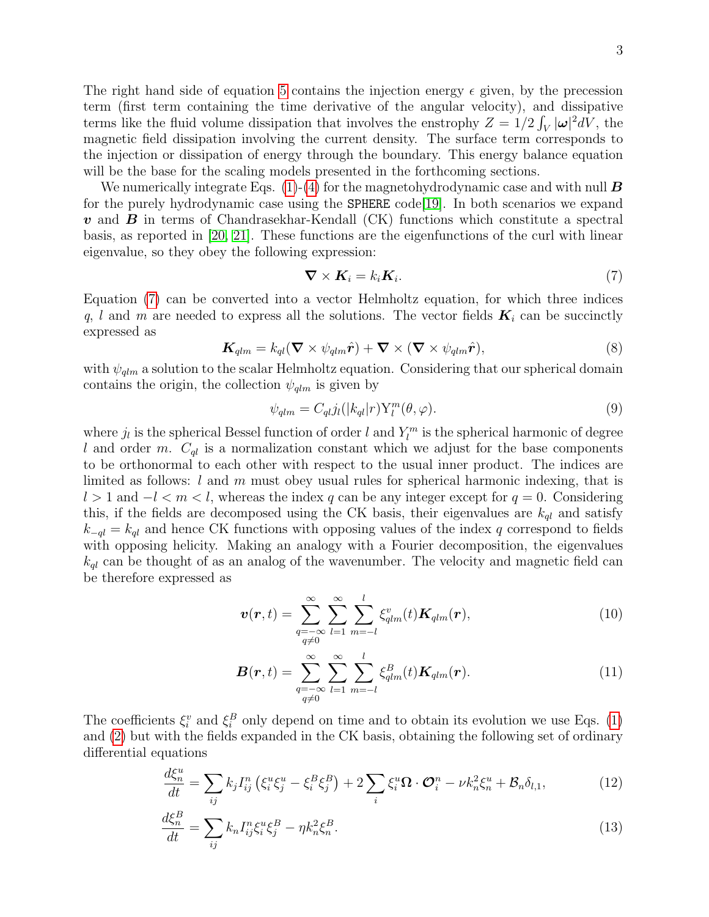The right hand side of equation 5 contains the injection energy $\epsilon$ given, by the precession term (first term containing the time derivative of the angular velocity), and dissipative terms like the fluid volume dissipation that involves the enstrophy $Z = 1/2 \int_V |\boldsymbol{\omega}|^2 dV$, the magnetic field dissipation involving the current density. The surface term corresponds to the injection or dissipation of energy through the boundary. This energy balance equation will be the base for the scaling models presented in the forthcoming sections.

We numerically integrate Eqs. (1)-(4) for the magnetohydrodynamic case and with null $\boldsymbol{B}$ for the purely hydrodynamic case using the `SPHERE` code[19]. In both scenarios we expand $\boldsymbol{v}$ and $\boldsymbol{B}$ in terms of Chandrasekhar-Kendall (CK) functions which constitute a spectral basis, as reported in [20, 21]. These functions are the eigenfunctions of the curl with linear eigenvalue, so they obey the following expression:

$$\boldsymbol{\nabla} \times \boldsymbol{K}_i = k_i \boldsymbol{K}_i. \tag{7}$$

Equation (7) can be converted into a vector Helmholtz equation, for which three indices $q$, $l$ and $m$ are needed to express all the solutions. The vector fields $\boldsymbol{K}_i$ can be succinctly expressed as

$$\boldsymbol{K}_{qlm} = k_{ql}(\boldsymbol{\nabla} \times \psi_{qlm}\hat{\boldsymbol{r}}) + \boldsymbol{\nabla} \times (\boldsymbol{\nabla} \times \psi_{qlm}\hat{\boldsymbol{r}}), \tag{8}$$

with $\psi_{qlm}$ a solution to the scalar Helmholtz equation. Considering that our spherical domain contains the origin, the collection $\psi_{qlm}$ is given by

$$\psi_{qlm} = C_{ql} j_l(|k_{ql}|r) \mathrm{Y}_l^m(\theta, \varphi). \tag{9}$$

where $j_l$ is the spherical Bessel function of order $l$ and $Y_l^m$ is the spherical harmonic of degree $l$ and order $m$. $C_{ql}$ is a normalization constant which we adjust for the base components to be orthonormal to each other with respect to the usual inner product. The indices are limited as follows: $l$ and $m$ must obey usual rules for spherical harmonic indexing, that is $l > 1$ and $-l < m < l$, whereas the index $q$ can be any integer except for $q = 0$. Considering this, if the fields are decomposed using the CK basis, their eigenvalues are $k_{ql}$ and satisfy $k_{-ql} = k_{ql}$ and hence CK functions with opposing values of the index $q$ correspond to fields with opposing helicity. Making an analogy with a Fourier decomposition, the eigenvalues $k_{ql}$ can be thought of as an analog of the wavenumber. The velocity and magnetic field can be therefore expressed as

$$\boldsymbol{v}(\boldsymbol{r}, t) = \sum_{\substack{q=-\infty \\ q \neq 0}}^{\infty} \sum_{l=1}^{\infty} \sum_{m=-l}^{l} \xi_{qlm}^v(t) \boldsymbol{K}_{qlm}(\boldsymbol{r}), \tag{10}$$

$$\boldsymbol{B}(\boldsymbol{r}, t) = \sum_{\substack{q=-\infty \\ q \neq 0}}^{\infty} \sum_{l=1}^{\infty} \sum_{m=-l}^{l} \xi_{qlm}^B(t) \boldsymbol{K}_{qlm}(\boldsymbol{r}). \tag{11}$$

The coefficients $\xi_i^v$ and $\xi_i^B$ only depend on time and to obtain its evolution we use Eqs. (1) and (2) but with the fields expanded in the CK basis, obtaining the following set of ordinary differential equations

$$\frac{d\xi_n^u}{dt} = \sum_{ij} k_j I_{ij}^n \left(\xi_i^u \xi_j^u - \xi_i^B \xi_j^B\right) + 2 \sum_i \xi_i^u \boldsymbol{\Omega} \cdot \boldsymbol{\mathcal{O}}_i^n - \nu k_n^2 \xi_n^u + \mathcal{B}_n \delta_{l,1}, \tag{12}$$

$$\frac{d\xi_n^B}{dt} = \sum_{ij} k_n I_{ij}^n \xi_i^u \xi_j^B - \eta k_n^2 \xi_n^B. \tag{13}$$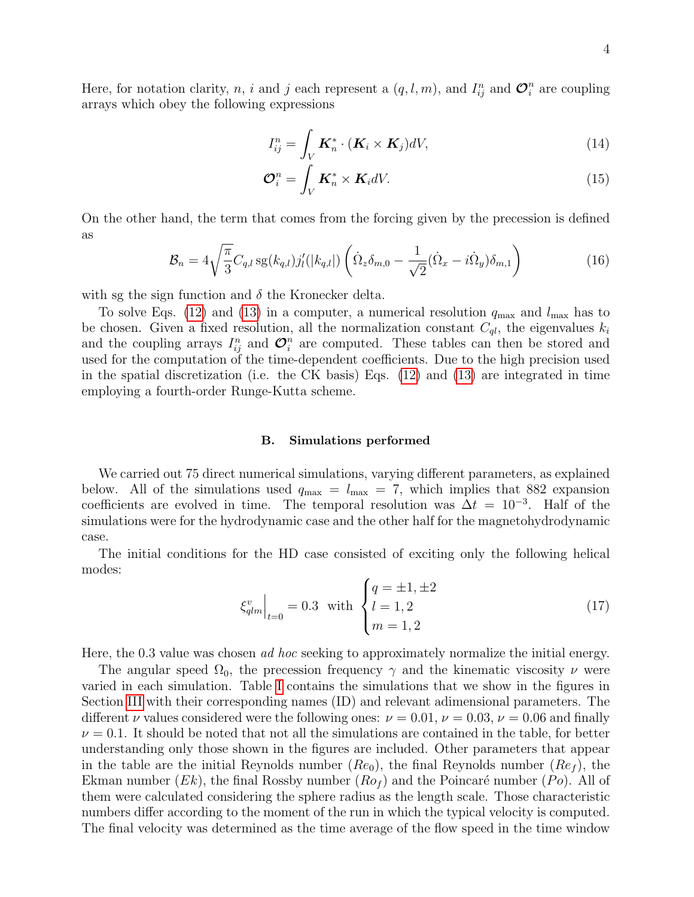Here, for notation clarity, $n$, $i$ and $j$ each represent a $(q, l, m)$, and $I^n_{ij}$ and $\boldsymbol{\mathcal{O}}^n_i$ are coupling arrays which obey the following expressions

$$I^n_{ij} = \int_V \boldsymbol{K}^*_n \cdot (\boldsymbol{K}_i \times \boldsymbol{K}_j) dV, \tag{14}$$

$$\boldsymbol{\mathcal{O}}^n_i = \int_V \boldsymbol{K}^*_n \times \boldsymbol{K}_i dV. \tag{15}$$

On the other hand, the term that comes from the forcing given by the precession is defined as

$$\mathcal{B}_n = 4\sqrt{\frac{\pi}{3}} C_{q,l} \,\mathrm{sg}(k_{q,l}) j'_l(|k_{q,l}|) \left( \dot{\Omega}_z \delta_{m,0} - \frac{1}{\sqrt{2}}(\dot{\Omega}_x - i\dot{\Omega}_y)\delta_{m,1} \right) \tag{16}$$

with sg the sign function and $\delta$ the Kronecker delta.

To solve Eqs. (12) and (13) in a computer, a numerical resolution $q_{\max}$ and $l_{\max}$ has to be chosen. Given a fixed resolution, all the normalization constant $C_{ql}$, the eigenvalues $k_i$ and the coupling arrays $I^n_{ij}$ and $\boldsymbol{\mathcal{O}}^n_i$ are computed. These tables can then be stored and used for the computation of the time-dependent coefficients. Due to the high precision used in the spatial discretization (i.e. the CK basis) Eqs. (12) and (13) are integrated in time employing a fourth-order Runge-Kutta scheme.

### B. Simulations performed

We carried out 75 direct numerical simulations, varying different parameters, as explained below. All of the simulations used $q_{\max} = l_{\max} = 7$, which implies that 882 expansion coefficients are evolved in time. The temporal resolution was $\Delta t = 10^{-3}$. Half of the simulations were for the hydrodynamic case and the other half for the magnetohydrodynamic case.

The initial conditions for the HD case consisted of exciting only the following helical modes:

$$\xi^v_{qlm}\Big|_{t=0} = 0.3 \quad \text{with} \begin{cases} q = \pm 1, \pm 2 \\ l = 1, 2 \\ m = 1, 2 \end{cases} \tag{17}$$

Here, the 0.3 value was chosen *ad hoc* seeking to approximately normalize the initial energy.

The angular speed $\Omega_0$, the precession frequency $\gamma$ and the kinematic viscosity $\nu$ were varied in each simulation. Table I contains the simulations that we show in the figures in Section III with their corresponding names (ID) and relevant adimensional parameters. The different $\nu$ values considered were the following ones: $\nu = 0.01$, $\nu = 0.03$, $\nu = 0.06$ and finally $\nu = 0.1$. It should be noted that not all the simulations are contained in the table, for better understanding only those shown in the figures are included. Other parameters that appear in the table are the initial Reynolds number ($Re_0$), the final Reynolds number ($Re_f$), the Ekman number ($Ek$), the final Rossby number ($Ro_f$) and the Poincaré number ($Po$). All of them were calculated considering the sphere radius as the length scale. Those characteristic numbers differ according to the moment of the run in which the typical velocity is computed. The final velocity was determined as the time average of the flow speed in the time window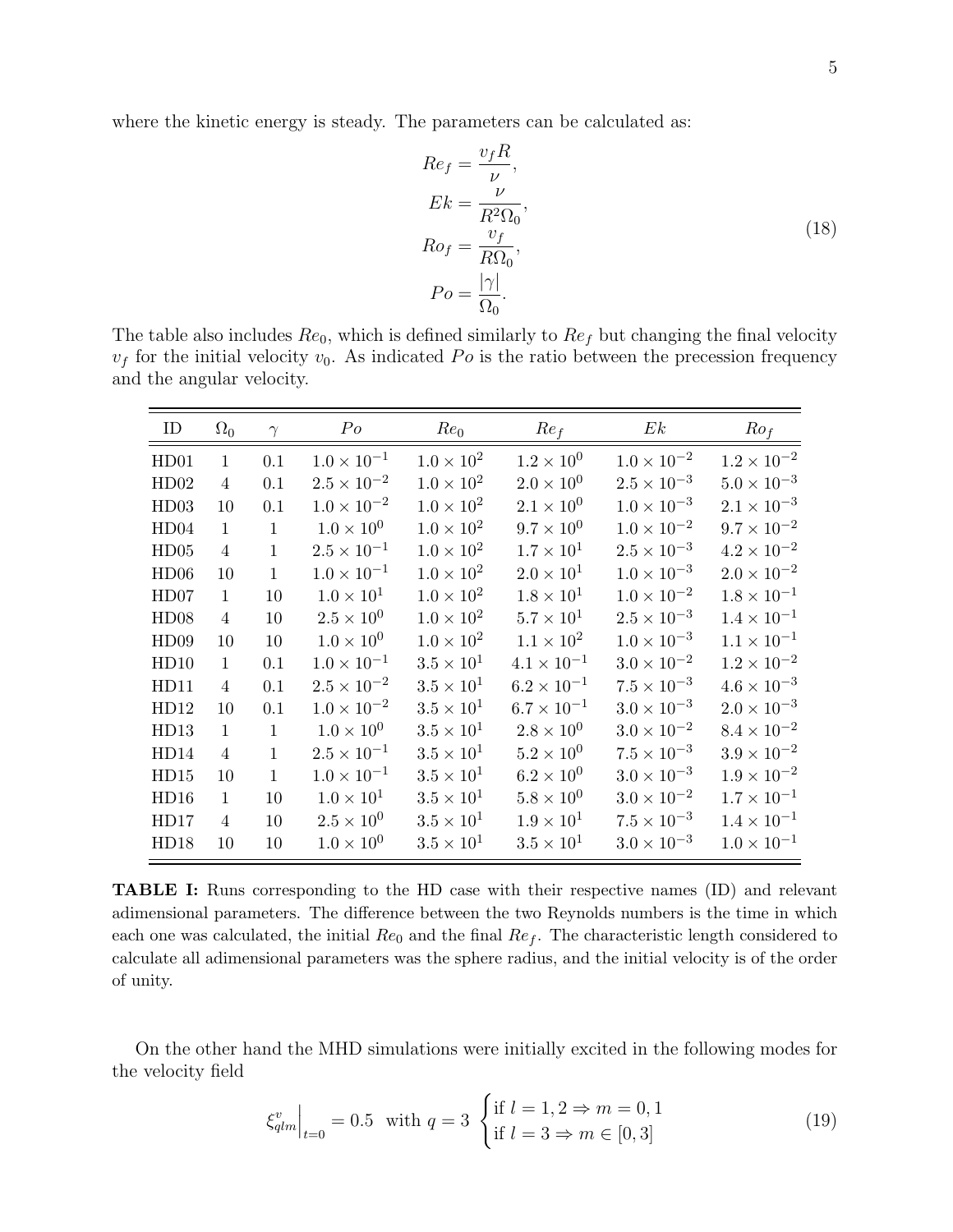where the kinetic energy is steady. The parameters can be calculated as:

$$
\begin{aligned}
Re_f &= \frac{v_f R}{\nu},\\
Ek &= \frac{\nu}{R^2 \Omega_0},\\
Ro_f &= \frac{v_f}{R \Omega_0},\\
Po &= \frac{|\gamma|}{\Omega_0}.
\end{aligned}
\tag{18}
$$

The table also includes $Re_0$, which is defined similarly to $Re_f$ but changing the final velocity $v_f$ for the initial velocity $v_0$. As indicated $Po$ is the ratio between the precession frequency and the angular velocity.

| ID | $\Omega_0$ | $\gamma$ | $Po$ | $Re_0$ | $Re_f$ | $Ek$ | $Ro_f$ |
|---|---|---|---|---|---|---|---|
| HD01 | 1 | 0.1 | $1.0 \times 10^{-1}$ | $1.0 \times 10^{2}$ | $1.2 \times 10^{0}$ | $1.0 \times 10^{-2}$ | $1.2 \times 10^{-2}$ |
| HD02 | 4 | 0.1 | $2.5 \times 10^{-2}$ | $1.0 \times 10^{2}$ | $2.0 \times 10^{0}$ | $2.5 \times 10^{-3}$ | $5.0 \times 10^{-3}$ |
| HD03 | 10 | 0.1 | $1.0 \times 10^{-2}$ | $1.0 \times 10^{2}$ | $2.1 \times 10^{0}$ | $1.0 \times 10^{-3}$ | $2.1 \times 10^{-3}$ |
| HD04 | 1 | 1 | $1.0 \times 10^{0}$ | $1.0 \times 10^{2}$ | $9.7 \times 10^{0}$ | $1.0 \times 10^{-2}$ | $9.7 \times 10^{-2}$ |
| HD05 | 4 | 1 | $2.5 \times 10^{-1}$ | $1.0 \times 10^{2}$ | $1.7 \times 10^{1}$ | $2.5 \times 10^{-3}$ | $4.2 \times 10^{-2}$ |
| HD06 | 10 | 1 | $1.0 \times 10^{-1}$ | $1.0 \times 10^{2}$ | $2.0 \times 10^{1}$ | $1.0 \times 10^{-3}$ | $2.0 \times 10^{-2}$ |
| HD07 | 1 | 10 | $1.0 \times 10^{1}$ | $1.0 \times 10^{2}$ | $1.8 \times 10^{1}$ | $1.0 \times 10^{-2}$ | $1.8 \times 10^{-1}$ |
| HD08 | 4 | 10 | $2.5 \times 10^{0}$ | $1.0 \times 10^{2}$ | $5.7 \times 10^{1}$ | $2.5 \times 10^{-3}$ | $1.4 \times 10^{-1}$ |
| HD09 | 10 | 10 | $1.0 \times 10^{0}$ | $1.0 \times 10^{2}$ | $1.1 \times 10^{2}$ | $1.0 \times 10^{-3}$ | $1.1 \times 10^{-1}$ |
| HD10 | 1 | 0.1 | $1.0 \times 10^{-1}$ | $3.5 \times 10^{1}$ | $4.1 \times 10^{-1}$ | $3.0 \times 10^{-2}$ | $1.2 \times 10^{-2}$ |
| HD11 | 4 | 0.1 | $2.5 \times 10^{-2}$ | $3.5 \times 10^{1}$ | $6.2 \times 10^{-1}$ | $7.5 \times 10^{-3}$ | $4.6 \times 10^{-3}$ |
| HD12 | 10 | 0.1 | $1.0 \times 10^{-2}$ | $3.5 \times 10^{1}$ | $6.7 \times 10^{-1}$ | $3.0 \times 10^{-3}$ | $2.0 \times 10^{-3}$ |
| HD13 | 1 | 1 | $1.0 \times 10^{0}$ | $3.5 \times 10^{1}$ | $2.8 \times 10^{0}$ | $3.0 \times 10^{-2}$ | $8.4 \times 10^{-2}$ |
| HD14 | 4 | 1 | $2.5 \times 10^{-1}$ | $3.5 \times 10^{1}$ | $5.2 \times 10^{0}$ | $7.5 \times 10^{-3}$ | $3.9 \times 10^{-2}$ |
| HD15 | 10 | 1 | $1.0 \times 10^{-1}$ | $3.5 \times 10^{1}$ | $6.2 \times 10^{0}$ | $3.0 \times 10^{-3}$ | $1.9 \times 10^{-2}$ |
| HD16 | 1 | 10 | $1.0 \times 10^{1}$ | $3.5 \times 10^{1}$ | $5.8 \times 10^{0}$ | $3.0 \times 10^{-2}$ | $1.7 \times 10^{-1}$ |
| HD17 | 4 | 10 | $2.5 \times 10^{0}$ | $3.5 \times 10^{1}$ | $1.9 \times 10^{1}$ | $7.5 \times 10^{-3}$ | $1.4 \times 10^{-1}$ |
| HD18 | 10 | 10 | $1.0 \times 10^{0}$ | $3.5 \times 10^{1}$ | $3.5 \times 10^{1}$ | $3.0 \times 10^{-3}$ | $1.0 \times 10^{-1}$ |

**TABLE I:** Runs corresponding to the HD case with their respective names (ID) and relevant adimensional parameters. The difference between the two Reynolds numbers is the time in which each one was calculated, the initial $Re_0$ and the final $Re_f$. The characteristic length considered to calculate all adimensional parameters was the sphere radius, and the initial velocity is of the order of unity.

On the other hand the MHD simulations were initially excited in the following modes for the velocity field

$$
\xi^v_{qlm}\Big|_{t=0} = 0.5 \;\; \text{with } q = 3 \;
\begin{cases}
\text{if } l = 1,2 \Rightarrow m = 0,1 \\
\text{if } l = 3 \Rightarrow m \in [0,3]
\end{cases}
\tag{19}
$$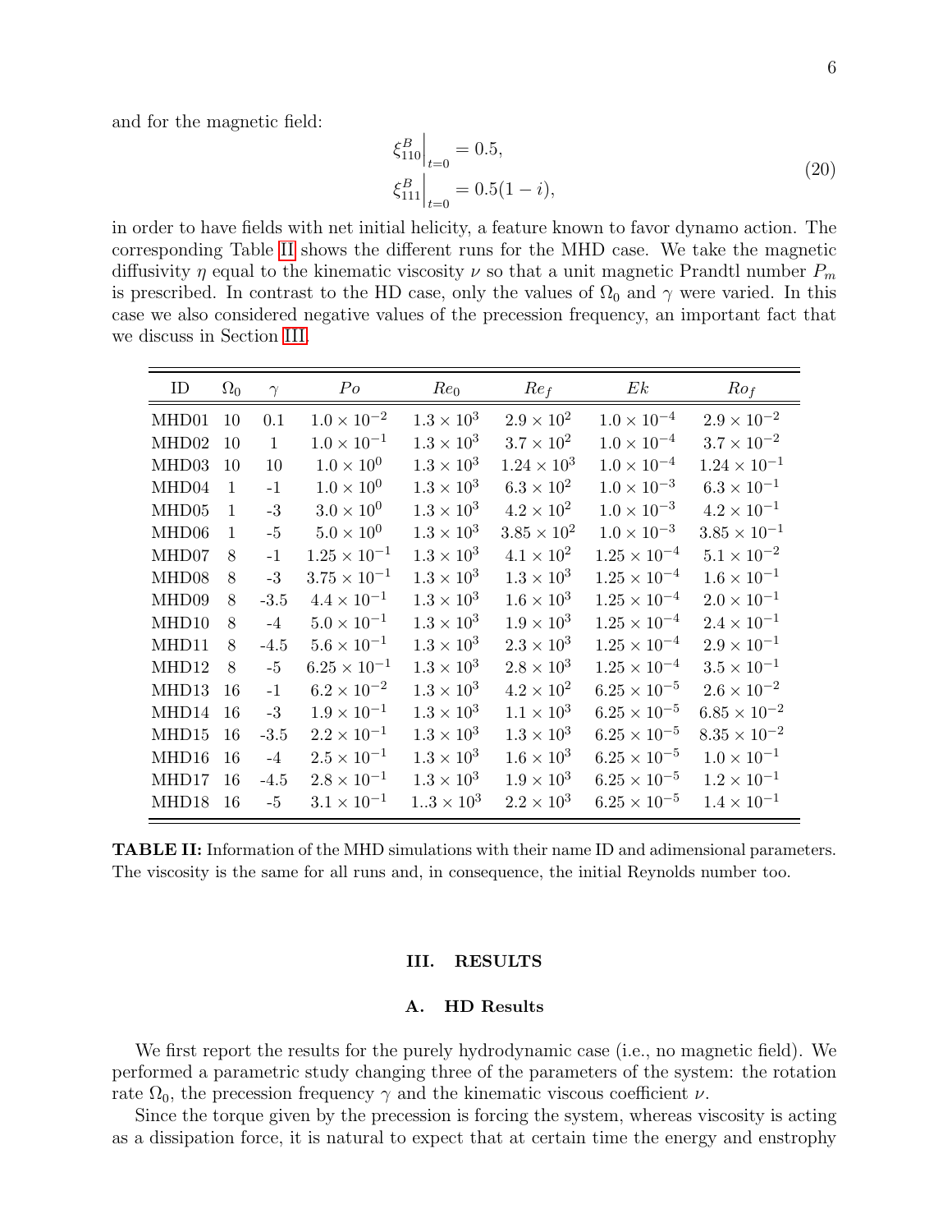and for the magnetic field:

$$\xi^B_{110}\Big|_{t=0} = 0.5, \\ \xi^B_{111}\Big|_{t=0} = 0.5(1-i), \tag{20}$$

in order to have fields with net initial helicity, a feature known to favor dynamo action. The corresponding Table II shows the different runs for the MHD case. We take the magnetic diffusivity $\eta$ equal to the kinematic viscosity $\nu$ so that a unit magnetic Prandtl number $P_m$ is prescribed. In contrast to the HD case, only the values of $\Omega_0$ and $\gamma$ were varied. In this case we also considered negative values of the precession frequency, an important fact that we discuss in Section III.

| ID | $\Omega_0$ | $\gamma$ | $Po$ | $Re_0$ | $Re_f$ | $Ek$ | $Ro_f$ |
|---|---|---|---|---|---|---|---|
| MHD01 | 10 | 0.1 | $1.0 \times 10^{-2}$ | $1.3 \times 10^{3}$ | $2.9 \times 10^{2}$ | $1.0 \times 10^{-4}$ | $2.9 \times 10^{-2}$ |
| MHD02 | 10 | 1 | $1.0 \times 10^{-1}$ | $1.3 \times 10^{3}$ | $3.7 \times 10^{2}$ | $1.0 \times 10^{-4}$ | $3.7 \times 10^{-2}$ |
| MHD03 | 10 | 10 | $1.0 \times 10^{0}$ | $1.3 \times 10^{3}$ | $1.24 \times 10^{3}$ | $1.0 \times 10^{-4}$ | $1.24 \times 10^{-1}$ |
| MHD04 | 1 | -1 | $1.0 \times 10^{0}$ | $1.3 \times 10^{3}$ | $6.3 \times 10^{2}$ | $1.0 \times 10^{-3}$ | $6.3 \times 10^{-1}$ |
| MHD05 | 1 | -3 | $3.0 \times 10^{0}$ | $1.3 \times 10^{3}$ | $4.2 \times 10^{2}$ | $1.0 \times 10^{-3}$ | $4.2 \times 10^{-1}$ |
| MHD06 | 1 | -5 | $5.0 \times 10^{0}$ | $1.3 \times 10^{3}$ | $3.85 \times 10^{2}$ | $1.0 \times 10^{-3}$ | $3.85 \times 10^{-1}$ |
| MHD07 | 8 | -1 | $1.25 \times 10^{-1}$ | $1.3 \times 10^{3}$ | $4.1 \times 10^{2}$ | $1.25 \times 10^{-4}$ | $5.1 \times 10^{-2}$ |
| MHD08 | 8 | -3 | $3.75 \times 10^{-1}$ | $1.3 \times 10^{3}$ | $1.3 \times 10^{3}$ | $1.25 \times 10^{-4}$ | $1.6 \times 10^{-1}$ |
| MHD09 | 8 | -3.5 | $4.4 \times 10^{-1}$ | $1.3 \times 10^{3}$ | $1.6 \times 10^{3}$ | $1.25 \times 10^{-4}$ | $2.0 \times 10^{-1}$ |
| MHD10 | 8 | -4 | $5.0 \times 10^{-1}$ | $1.3 \times 10^{3}$ | $1.9 \times 10^{3}$ | $1.25 \times 10^{-4}$ | $2.4 \times 10^{-1}$ |
| MHD11 | 8 | -4.5 | $5.6 \times 10^{-1}$ | $1.3 \times 10^{3}$ | $2.3 \times 10^{3}$ | $1.25 \times 10^{-4}$ | $2.9 \times 10^{-1}$ |
| MHD12 | 8 | -5 | $6.25 \times 10^{-1}$ | $1.3 \times 10^{3}$ | $2.8 \times 10^{3}$ | $1.25 \times 10^{-4}$ | $3.5 \times 10^{-1}$ |
| MHD13 | 16 | -1 | $6.2 \times 10^{-2}$ | $1.3 \times 10^{3}$ | $4.2 \times 10^{2}$ | $6.25 \times 10^{-5}$ | $2.6 \times 10^{-2}$ |
| MHD14 | 16 | -3 | $1.9 \times 10^{-1}$ | $1.3 \times 10^{3}$ | $1.1 \times 10^{3}$ | $6.25 \times 10^{-5}$ | $6.85 \times 10^{-2}$ |
| MHD15 | 16 | -3.5 | $2.2 \times 10^{-1}$ | $1.3 \times 10^{3}$ | $1.3 \times 10^{3}$ | $6.25 \times 10^{-5}$ | $8.35 \times 10^{-2}$ |
| MHD16 | 16 | -4 | $2.5 \times 10^{-1}$ | $1.3 \times 10^{3}$ | $1.6 \times 10^{3}$ | $6.25 \times 10^{-5}$ | $1.0 \times 10^{-1}$ |
| MHD17 | 16 | -4.5 | $2.8 \times 10^{-1}$ | $1.3 \times 10^{3}$ | $1.9 \times 10^{3}$ | $6.25 \times 10^{-5}$ | $1.2 \times 10^{-1}$ |
| MHD18 | 16 | -5 | $3.1 \times 10^{-1}$ | $1..3 \times 10^{3}$ | $2.2 \times 10^{3}$ | $6.25 \times 10^{-5}$ | $1.4 \times 10^{-1}$ |

**TABLE II:** Information of the MHD simulations with their name ID and adimensional parameters. The viscosity is the same for all runs and, in consequence, the initial Reynolds number too.

## III. RESULTS

### A. HD Results

We first report the results for the purely hydrodynamic case (i.e., no magnetic field). We performed a parametric study changing three of the parameters of the system: the rotation rate $\Omega_0$, the precession frequency $\gamma$ and the kinematic viscous coefficient $\nu$.

Since the torque given by the precession is forcing the system, whereas viscosity is acting as a dissipation force, it is natural to expect that at certain time the energy and enstrophy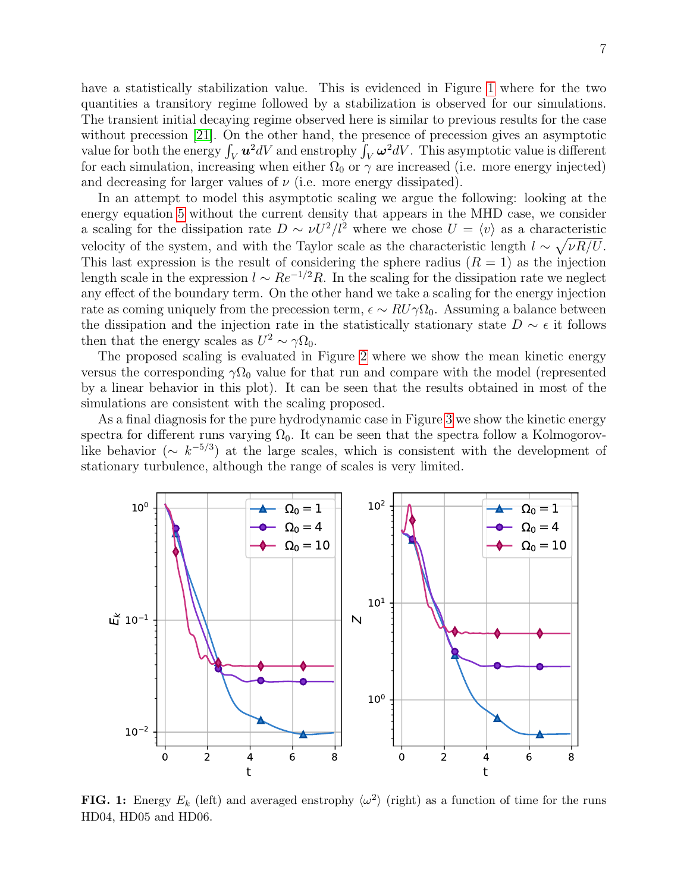have a statistically stabilization value. This is evidenced in Figure 1 where for the two quantities a transitory regime followed by a stabilization is observed for our simulations. The transient initial decaying regime observed here is similar to previous results for the case without precession [21]. On the other hand, the presence of precession gives an asymptotic value for both the energy $\int_V \boldsymbol{u}^2 dV$ and enstrophy $\int_V \boldsymbol{\omega}^2 dV$. This asymptotic value is different for each simulation, increasing when either $\Omega_0$ or $\gamma$ are increased (i.e. more energy injected) and decreasing for larger values of $\nu$ (i.e. more energy dissipated).

In an attempt to model this asymptotic scaling we argue the following: looking at the energy equation 5 without the current density that appears in the MHD case, we consider a scaling for the dissipation rate $D \sim \nu U^2/l^2$ where we chose $U = \langle v \rangle$ as a characteristic velocity of the system, and with the Taylor scale as the characteristic length $l \sim \sqrt{\nu R/U}$. This last expression is the result of considering the sphere radius ($R = 1$) as the injection length scale in the expression $l \sim Re^{-1/2} R$. In the scaling for the dissipation rate we neglect any effect of the boundary term. On the other hand we take a scaling for the energy injection rate as coming uniquely from the precession term, $\epsilon \sim RU\gamma\Omega_0$. Assuming a balance between the dissipation and the injection rate in the statistically stationary state $D \sim \epsilon$ it follows then that the energy scales as $U^2 \sim \gamma\Omega_0$.

The proposed scaling is evaluated in Figure 2 where we show the mean kinetic energy versus the corresponding $\gamma\Omega_0$ value for that run and compare with the model (represented by a linear behavior in this plot). It can be seen that the results obtained in most of the simulations are consistent with the scaling proposed.

As a final diagnosis for the pure hydrodynamic case in Figure 3 we show the kinetic energy spectra for different runs varying $\Omega_0$. It can be seen that the spectra follow a Kolmogorov-like behavior ($\sim k^{-5/3}$) at the large scales, which is consistent with the development of stationary turbulence, although the range of scales is very limited.

**FIG. 1:** Energy $E_k$ (left) and averaged enstrophy $\langle \omega^2 \rangle$ (right) as a function of time for the runs HD04, HD05 and HD06.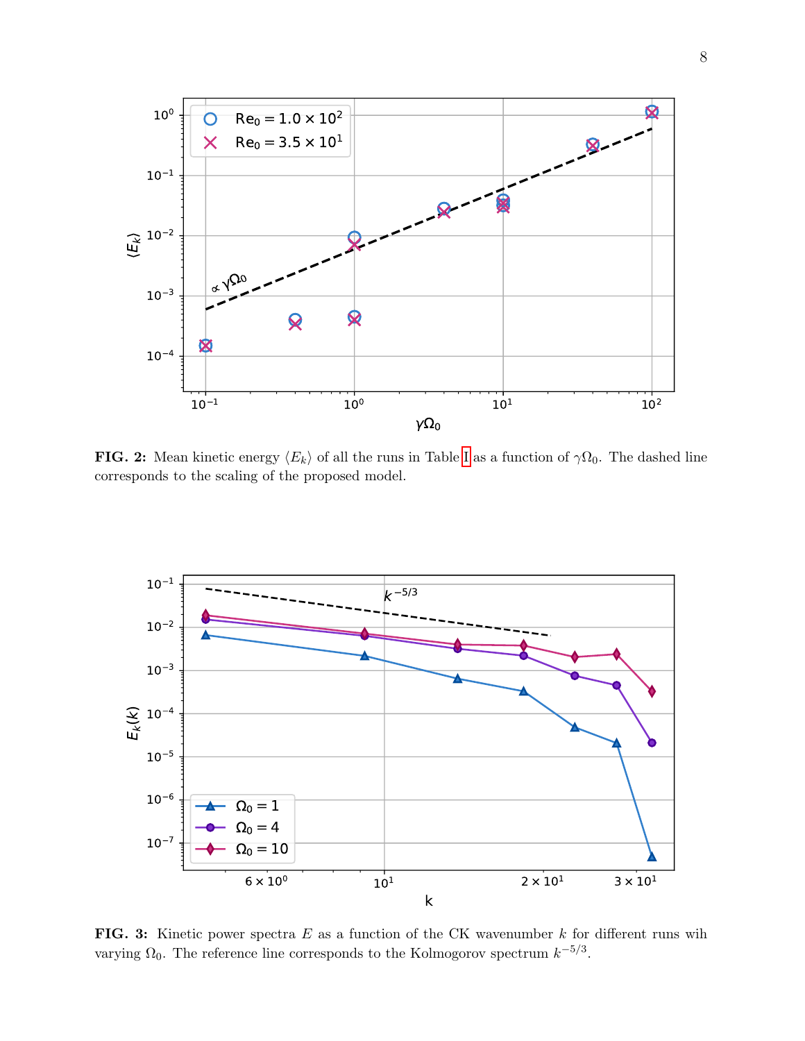**FIG. 2:** Mean kinetic energy $\langle E_k \rangle$ of all the runs in Table I as a function of $\gamma\Omega_0$. The dashed line corresponds to the scaling of the proposed model.

**FIG. 3:** Kinetic power spectra $E$ as a function of the CK wavenumber $k$ for different runs wih varying $\Omega_0$. The reference line corresponds to the Kolmogorov spectrum $k^{-5/3}$.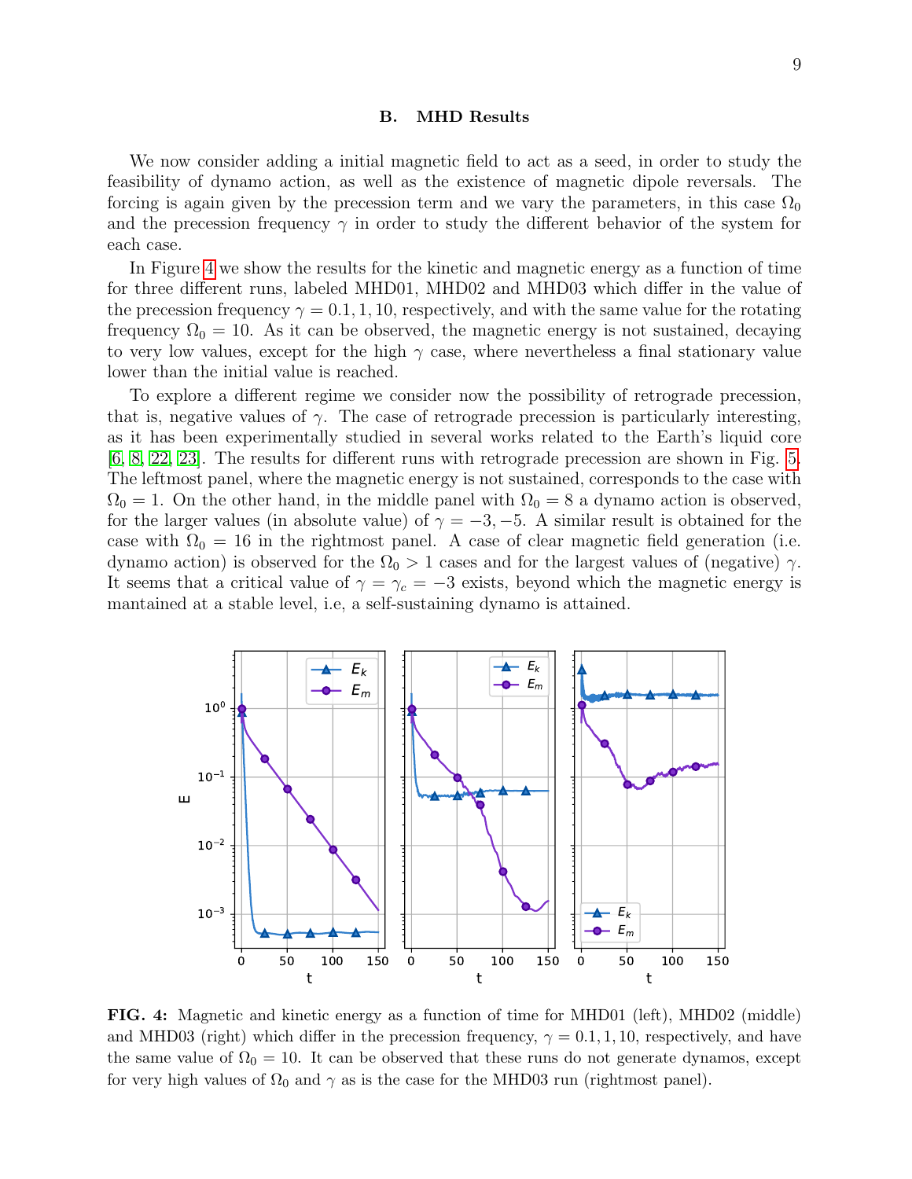## B. MHD Results

We now consider adding a initial magnetic field to act as a seed, in order to study the feasibility of dynamo action, as well as the existence of magnetic dipole reversals. The forcing is again given by the precession term and we vary the parameters, in this case $\Omega_0$ and the precession frequency $\gamma$ in order to study the different behavior of the system for each case.

In Figure 4 we show the results for the kinetic and magnetic energy as a function of time for three different runs, labeled MHD01, MHD02 and MHD03 which differ in the value of the precession frequency $\gamma = 0.1, 1, 10$, respectively, and with the same value for the rotating frequency $\Omega_0 = 10$. As it can be observed, the magnetic energy is not sustained, decaying to very low values, except for the high $\gamma$ case, where nevertheless a final stationary value lower than the initial value is reached.

To explore a different regime we consider now the possibility of retrograde precession, that is, negative values of $\gamma$. The case of retrograde precession is particularly interesting, as it has been experimentally studied in several works related to the Earth's liquid core [6, 8, 22, 23]. The results for different runs with retrograde precession are shown in Fig. 5. The leftmost panel, where the magnetic energy is not sustained, corresponds to the case with $\Omega_0 = 1$. On the other hand, in the middle panel with $\Omega_0 = 8$ a dynamo action is observed, for the larger values (in absolute value) of $\gamma = -3, -5$. A similar result is obtained for the case with $\Omega_0 = 16$ in the rightmost panel. A case of clear magnetic field generation (i.e. dynamo action) is observed for the $\Omega_0 > 1$ cases and for the largest values of (negative) $\gamma$. It seems that a critical value of $\gamma = \gamma_c = -3$ exists, beyond which the magnetic energy is mantained at a stable level, i.e, a self-sustaining dynamo is attained.

**FIG. 4:** Magnetic and kinetic energy as a function of time for MHD01 (left), MHD02 (middle) and MHD03 (right) which differ in the precession frequency, $\gamma = 0.1, 1, 10$, respectively, and have the same value of $\Omega_0 = 10$. It can be observed that these runs do not generate dynamos, except for very high values of $\Omega_0$ and $\gamma$ as is the case for the MHD03 run (rightmost panel).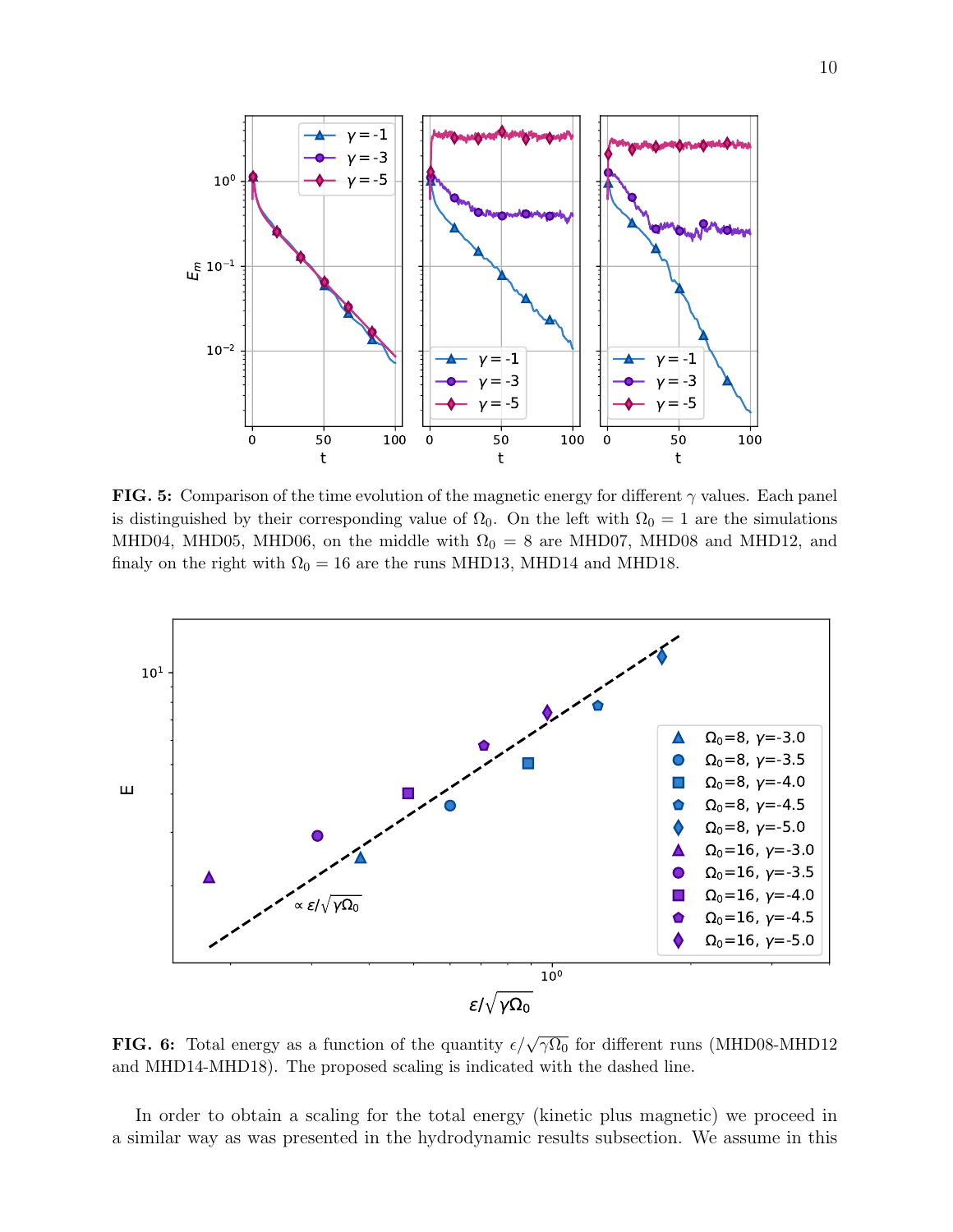**FIG. 5:** Comparison of the time evolution of the magnetic energy for different $\gamma$ values. Each panel is distinguished by their corresponding value of $\Omega_0$. On the left with $\Omega_0 = 1$ are the simulations MHD04, MHD05, MHD06, on the middle with $\Omega_0 = 8$ are MHD07, MHD08 and MHD12, and finaly on the right with $\Omega_0 = 16$ are the runs MHD13, MHD14 and MHD18.

**FIG. 6:** Total energy as a function of the quantity $\epsilon/\sqrt{\gamma\Omega_0}$ for different runs (MHD08-MHD12 and MHD14-MHD18). The proposed scaling is indicated with the dashed line.

In order to obtain a scaling for the total energy (kinetic plus magnetic) we proceed in a similar way as was presented in the hydrodynamic results subsection. We assume in this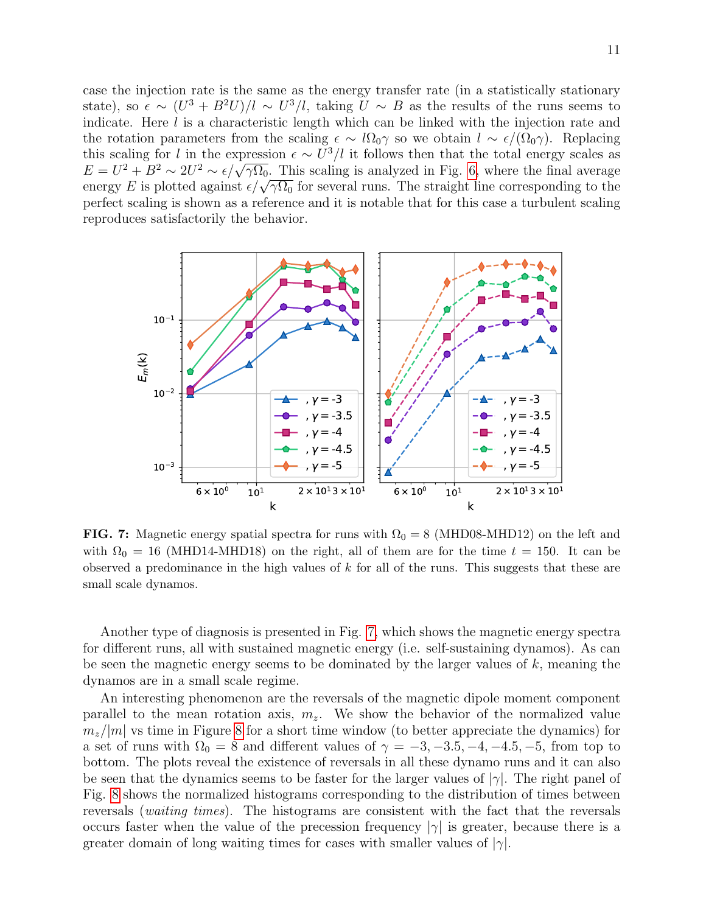case the injection rate is the same as the energy transfer rate (in a statistically stationary state), so $\epsilon \sim (U^3 + B^2 U)/l \sim U^3/l$, taking $U \sim B$ as the results of the runs seems to indicate. Here $l$ is a characteristic length which can be linked with the injection rate and the rotation parameters from the scaling $\epsilon \sim l\Omega_0\gamma$ so we obtain $l \sim \epsilon/(\Omega_0\gamma)$. Replacing this scaling for $l$ in the expression $\epsilon \sim U^3/l$ it follows then that the total energy scales as $E = U^2 + B^2 \sim 2U^2 \sim \epsilon/\sqrt{\gamma\Omega_0}$. This scaling is analyzed in Fig. 6, where the final average energy $E$ is plotted against $\epsilon/\sqrt{\gamma\Omega_0}$ for several runs. The straight line corresponding to the perfect scaling is shown as a reference and it is notable that for this case a turbulent scaling reproduces satisfactorily the behavior.

**FIG. 7:** Magnetic energy spatial spectra for runs with $\Omega_0 = 8$ (MHD08-MHD12) on the left and with $\Omega_0 = 16$ (MHD14-MHD18) on the right, all of them are for the time $t = 150$. It can be observed a predominance in the high values of $k$ for all of the runs. This suggests that these are small scale dynamos.

Another type of diagnosis is presented in Fig. 7, which shows the magnetic energy spectra for different runs, all with sustained magnetic energy (i.e. self-sustaining dynamos). As can be seen the magnetic energy seems to be dominated by the larger values of $k$, meaning the dynamos are in a small scale regime.

An interesting phenomenon are the reversals of the magnetic dipole moment component parallel to the mean rotation axis, $m_z$. We show the behavior of the normalized value $m_z/|m|$ vs time in Figure 8 for a short time window (to better appreciate the dynamics) for a set of runs with $\Omega_0 = 8$ and different values of $\gamma = -3, -3.5, -4, -4.5, -5$, from top to bottom. The plots reveal the existence of reversals in all these dynamo runs and it can also be seen that the dynamics seems to be faster for the larger values of $|\gamma|$. The right panel of Fig. 8 shows the normalized histograms corresponding to the distribution of times between reversals (*waiting times*). The histograms are consistent with the fact that the reversals occurs faster when the value of the precession frequency $|\gamma|$ is greater, because there is a greater domain of long waiting times for cases with smaller values of $|\gamma|$.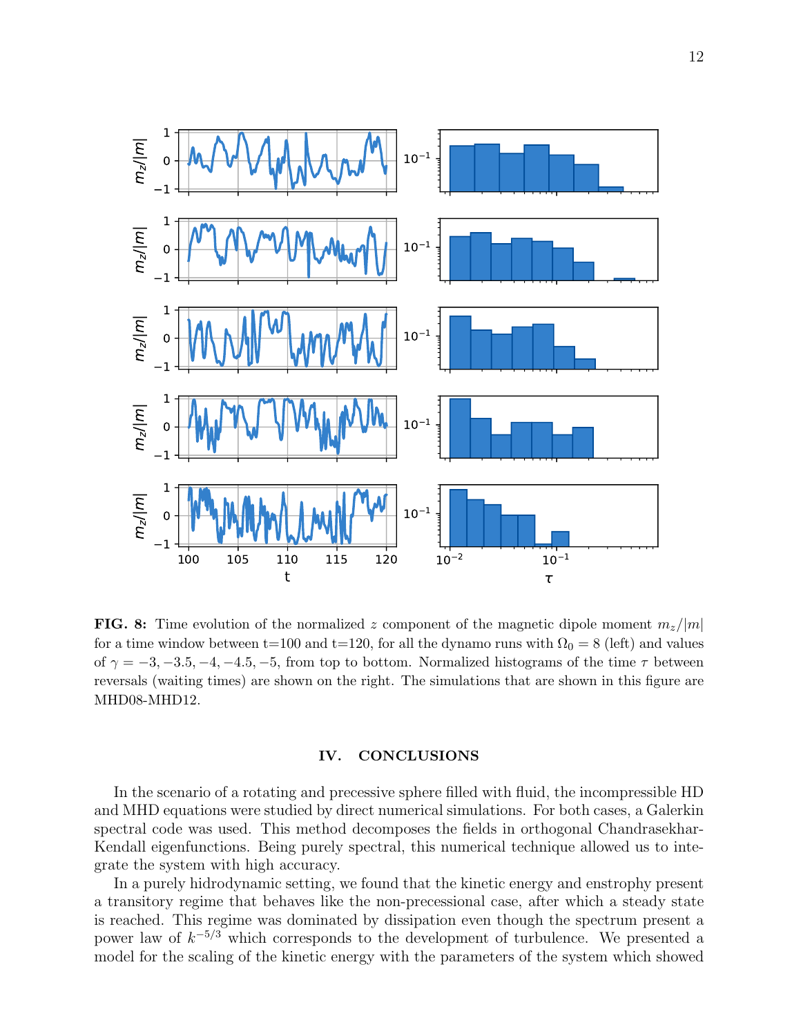**FIG. 8:** Time evolution of the normalized $z$ component of the magnetic dipole moment $m_z/|m|$ for a time window between t=100 and t=120, for all the dynamo runs with $\Omega_0 = 8$ (left) and values of $\gamma = -3, -3.5, -4, -4.5, -5$, from top to bottom. Normalized histograms of the time $\tau$ between reversals (waiting times) are shown on the right. The simulations that are shown in this figure are MHD08-MHD12.

## IV. CONCLUSIONS

In the scenario of a rotating and precessive sphere filled with fluid, the incompressible HD and MHD equations were studied by direct numerical simulations. For both cases, a Galerkin spectral code was used. This method decomposes the fields in orthogonal Chandrasekhar-Kendall eigenfunctions. Being purely spectral, this numerical technique allowed us to integrate the system with high accuracy.

In a purely hidrodynamic setting, we found that the kinetic energy and enstrophy present a transitory regime that behaves like the non-precessional case, after which a steady state is reached. This regime was dominated by dissipation even though the spectrum present a power law of $k^{-5/3}$ which corresponds to the development of turbulence. We presented a model for the scaling of the kinetic energy with the parameters of the system which showed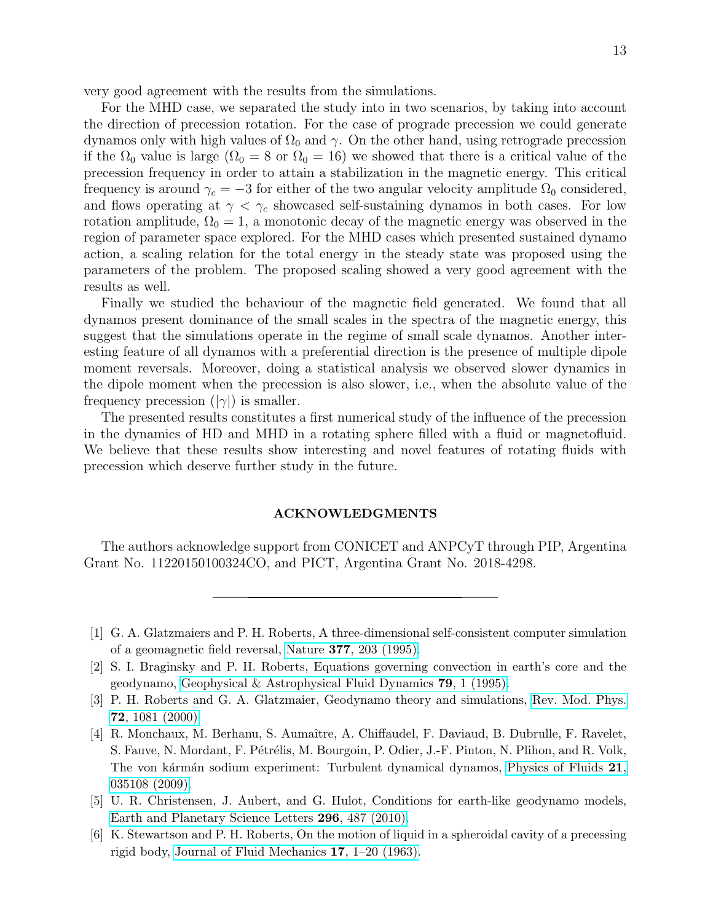very good agreement with the results from the simulations.

For the MHD case, we separated the study into in two scenarios, by taking into account the direction of precession rotation. For the case of prograde precession we could generate dynamos only with high values of $\Omega_0$ and $\gamma$. On the other hand, using retrograde precession if the $\Omega_0$ value is large ($\Omega_0 = 8$ or $\Omega_0 = 16$) we showed that there is a critical value of the precession frequency in order to attain a stabilization in the magnetic energy. This critical frequency is around $\gamma_c = -3$ for either of the two angular velocity amplitude $\Omega_0$ considered, and flows operating at $\gamma < \gamma_c$ showcased self-sustaining dynamos in both cases. For low rotation amplitude, $\Omega_0 = 1$, a monotonic decay of the magnetic energy was observed in the region of parameter space explored. For the MHD cases which presented sustained dynamo action, a scaling relation for the total energy in the steady state was proposed using the parameters of the problem. The proposed scaling showed a very good agreement with the results as well.

Finally we studied the behaviour of the magnetic field generated. We found that all dynamos present dominance of the small scales in the spectra of the magnetic energy, this suggest that the simulations operate in the regime of small scale dynamos. Another interesting feature of all dynamos with a preferential direction is the presence of multiple dipole moment reversals. Moreover, doing a statistical analysis we observed slower dynamics in the dipole moment when the precession is also slower, i.e., when the absolute value of the frequency precession ($|\gamma|$) is smaller.

The presented results constitutes a first numerical study of the influence of the precession in the dynamics of HD and MHD in a rotating sphere filled with a fluid or magnetofluid. We believe that these results show interesting and novel features of rotating fluids with precession which deserve further study in the future.

## ACKNOWLEDGMENTS

The authors acknowledge support from CONICET and ANPCyT through PIP, Argentina Grant No. 11220150100324CO, and PICT, Argentina Grant No. 2018-4298.

---

[1] G. A. Glatzmaiers and P. H. Roberts, A three-dimensional self-consistent computer simulation of a geomagnetic field reversal, Nature **377**, 203 (1995).

[2] S. I. Braginsky and P. H. Roberts, Equations governing convection in earth's core and the geodynamo, Geophysical & Astrophysical Fluid Dynamics **79**, 1 (1995).

[3] P. H. Roberts and G. A. Glatzmaier, Geodynamo theory and simulations, Rev. Mod. Phys. **72**, 1081 (2000).

[4] R. Monchaux, M. Berhanu, S. Aumaître, A. Chiffaudel, F. Daviaud, B. Dubrulle, F. Ravelet, S. Fauve, N. Mordant, F. Pétrélis, M. Bourgoin, P. Odier, J.-F. Pinton, N. Plihon, and R. Volk, The von kármán sodium experiment: Turbulent dynamical dynamos, Physics of Fluids **21**, 035108 (2009).

[5] U. R. Christensen, J. Aubert, and G. Hulot, Conditions for earth-like geodynamo models, Earth and Planetary Science Letters **296**, 487 (2010).

[6] K. Stewartson and P. H. Roberts, On the motion of liquid in a spheroidal cavity of a precessing rigid body, Journal of Fluid Mechanics **17**, 1–20 (1963).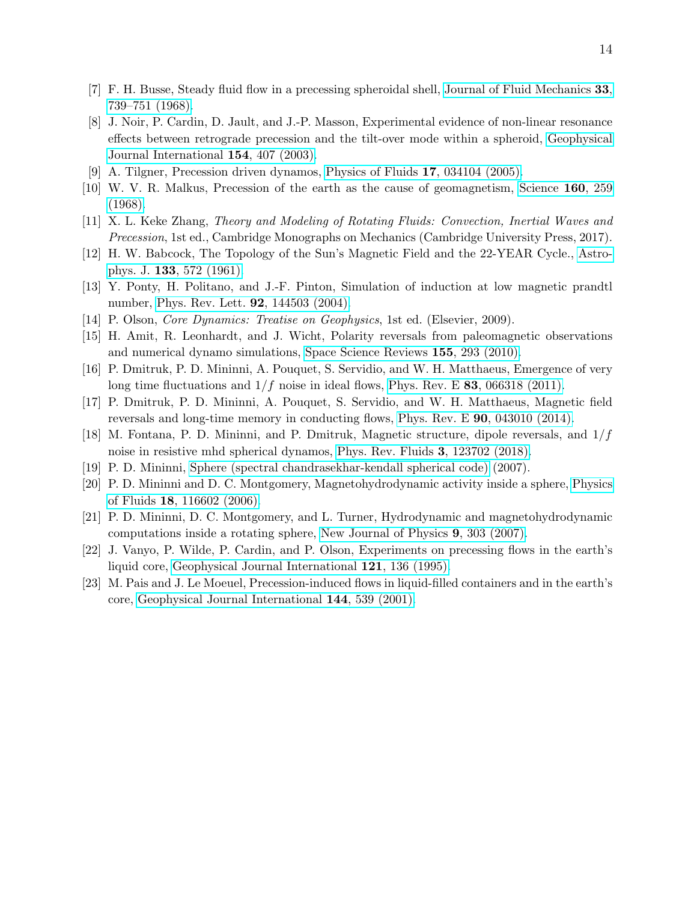[7] F. H. Busse, Steady fluid flow in a precessing spheroidal shell, Journal of Fluid Mechanics **33**, 739–751 (1968).

[8] J. Noir, P. Cardin, D. Jault, and J.-P. Masson, Experimental evidence of non-linear resonance effects between retrograde precession and the tilt-over mode within a spheroid, Geophysical Journal International **154**, 407 (2003).

[9] A. Tilgner, Precession driven dynamos, Physics of Fluids **17**, 034104 (2005).

[10] W. V. R. Malkus, Precession of the earth as the cause of geomagnetism, Science **160**, 259 (1968).

[11] X. L. Keke Zhang, *Theory and Modeling of Rotating Fluids: Convection, Inertial Waves and Precession*, 1st ed., Cambridge Monographs on Mechanics (Cambridge University Press, 2017).

[12] H. W. Babcock, The Topology of the Sun's Magnetic Field and the 22-YEAR Cycle., Astrophys. J. **133**, 572 (1961).

[13] Y. Ponty, H. Politano, and J.-F. Pinton, Simulation of induction at low magnetic prandtl number, Phys. Rev. Lett. **92**, 144503 (2004).

[14] P. Olson, *Core Dynamics: Treatise on Geophysics*, 1st ed. (Elsevier, 2009).

[15] H. Amit, R. Leonhardt, and J. Wicht, Polarity reversals from paleomagnetic observations and numerical dynamo simulations, Space Science Reviews **155**, 293 (2010).

[16] P. Dmitruk, P. D. Mininni, A. Pouquet, S. Servidio, and W. H. Matthaeus, Emergence of very long time fluctuations and $1/f$ noise in ideal flows, Phys. Rev. E **83**, 066318 (2011).

[17] P. Dmitruk, P. D. Mininni, A. Pouquet, S. Servidio, and W. H. Matthaeus, Magnetic field reversals and long-time memory in conducting flows, Phys. Rev. E **90**, 043010 (2014).

[18] M. Fontana, P. D. Mininni, and P. Dmitruk, Magnetic structure, dipole reversals, and $1/f$ noise in resistive mhd spherical dynamos, Phys. Rev. Fluids **3**, 123702 (2018).

[19] P. D. Mininni, Sphere (spectral chandrasekhar-kendall spherical code) (2007).

[20] P. D. Mininni and D. C. Montgomery, Magnetohydrodynamic activity inside a sphere, Physics of Fluids **18**, 116602 (2006).

[21] P. D. Mininni, D. C. Montgomery, and L. Turner, Hydrodynamic and magnetohydrodynamic computations inside a rotating sphere, New Journal of Physics **9**, 303 (2007).

[22] J. Vanyo, P. Wilde, P. Cardin, and P. Olson, Experiments on precessing flows in the earth's liquid core, Geophysical Journal International **121**, 136 (1995).

[23] M. Pais and J. Le Moeuel, Precession-induced flows in liquid-filled containers and in the earth's core, Geophysical Journal International **144**, 539 (2001).